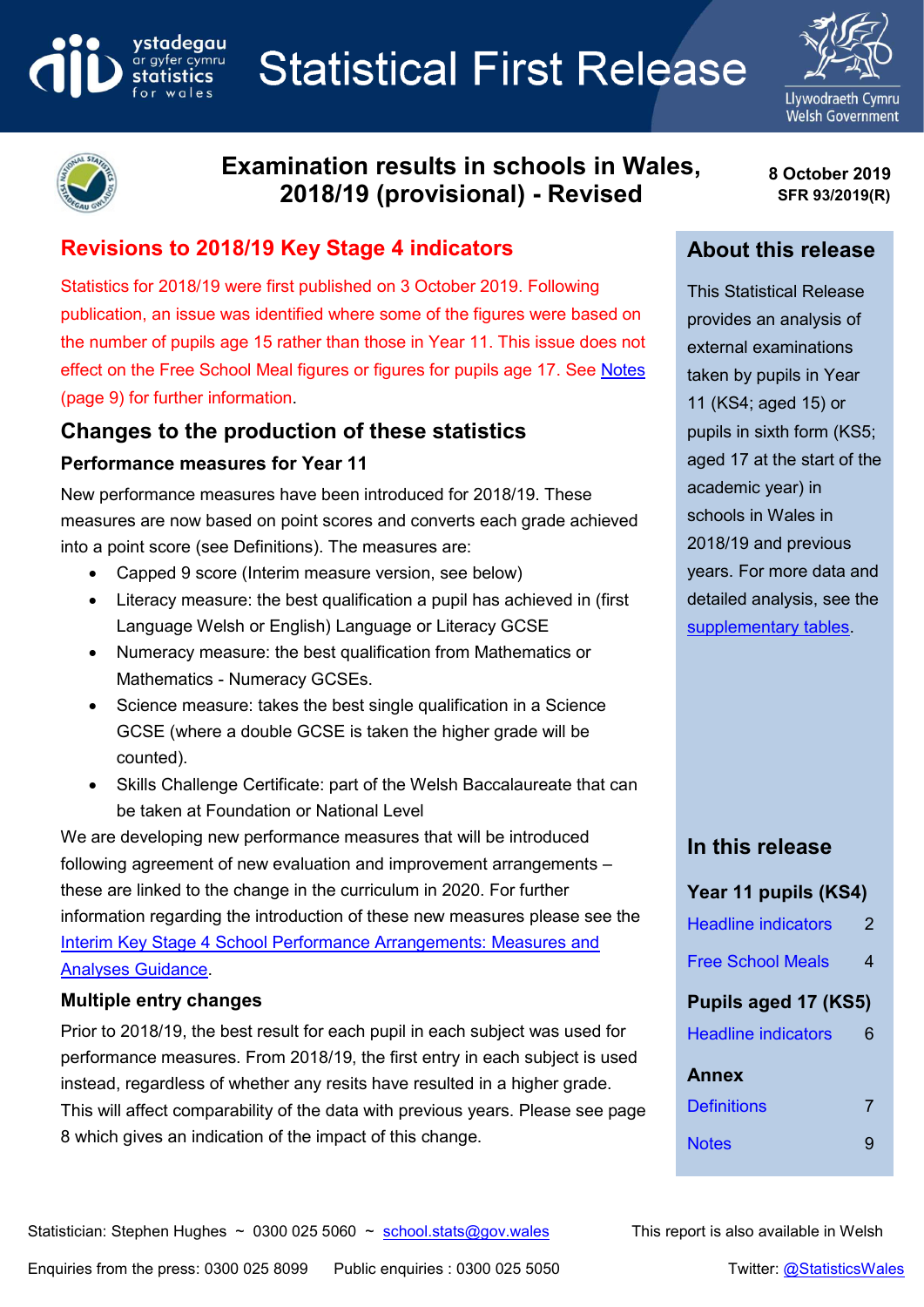ystadegau ar gyfer cymru statistics for wales

# Statistical First Release

Llywodraeth Cymru Welsh Government

## Examination results in schools in Wales, 2018/19 (provisional) - Revised

**8 October 2019**
**SFR 93/2019(R)**

## Revisions to 2018/19 Key Stage 4 indicators

Statistics for 2018/19 were first published on 3 October 2019. Following publication, an issue was identified where some of the figures were based on the number of pupils age 15 rather than those in Year 11. This issue does not effect on the Free School Meal figures or figures for pupils age 17. See Notes (page 9) for further information.

## Changes to the production of these statistics

### Performance measures for Year 11

New performance measures have been introduced for 2018/19. These measures are now based on point scores and converts each grade achieved into a point score (see Definitions). The measures are:

- Capped 9 score (Interim measure version, see below)
- Literacy measure: the best qualification a pupil has achieved in (first Language Welsh or English) Language or Literacy GCSE
- Numeracy measure: the best qualification from Mathematics or Mathematics - Numeracy GCSEs.
- Science measure: takes the best single qualification in a Science GCSE (where a double GCSE is taken the higher grade will be counted).
- Skills Challenge Certificate: part of the Welsh Baccalaureate that can be taken at Foundation or National Level

We are developing new performance measures that will be introduced following agreement of new evaluation and improvement arrangements – these are linked to the change in the curriculum in 2020. For further information regarding the introduction of these new measures please see the Interim Key Stage 4 School Performance Arrangements: Measures and Analyses Guidance.

### Multiple entry changes

Prior to 2018/19, the best result for each pupil in each subject was used for performance measures. From 2018/19, the first entry in each subject is used instead, regardless of whether any resits have resulted in a higher grade. This will affect comparability of the data with previous years. Please see page 8 which gives an indication of the impact of this change.

## About this release

This Statistical Release provides an analysis of external examinations taken by pupils in Year 11 (KS4; aged 15) or pupils in sixth form (KS5; aged 17 at the start of the academic year) in schools in Wales in 2018/19 and previous years. For more data and detailed analysis, see the supplementary tables.

## In this release

**Year 11 pupils (KS4)**

| | |
|---|---|
| Headline indicators | 2 |
| Free School Meals | 4 |

**Pupils aged 17 (KS5)**

| | |
|---|---|
| Headline indicators | 6 |

**Annex**

| | |
|---|---|
| Definitions | 7 |
| Notes | 9 |

Statistician: Stephen Hughes ~ 0300 025 5060 ~ school.stats@gov.wales

This report is also available in Welsh

Enquiries from the press: 0300 025 8099 Public enquiries : 0300 025 5050

Twitter: @StatisticsWales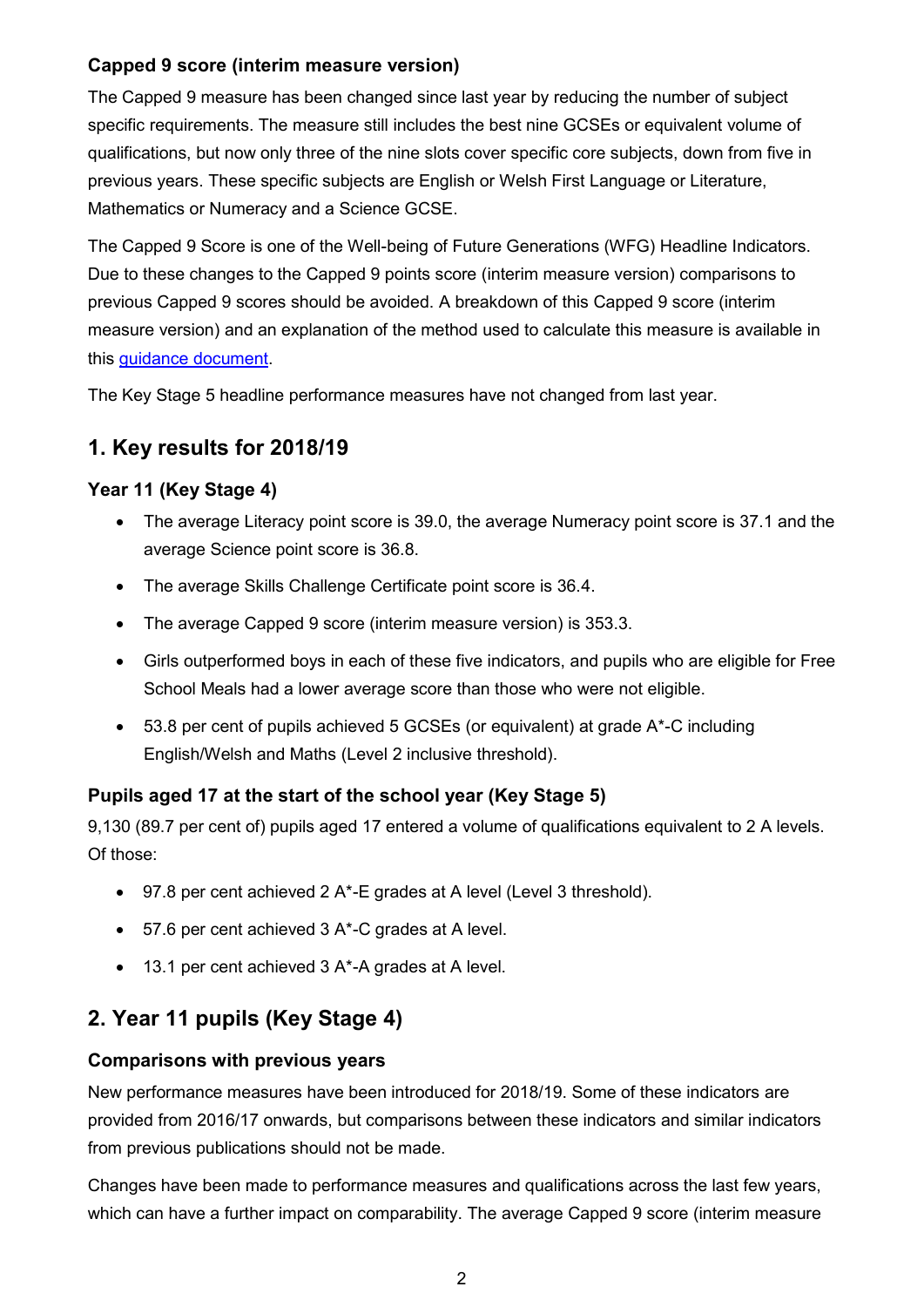### Capped 9 score (interim measure version)

The Capped 9 measure has been changed since last year by reducing the number of subject specific requirements. The measure still includes the best nine GCSEs or equivalent volume of qualifications, but now only three of the nine slots cover specific core subjects, down from five in previous years. These specific subjects are English or Welsh First Language or Literature, Mathematics or Numeracy and a Science GCSE.

The Capped 9 Score is one of the Well-being of Future Generations (WFG) Headline Indicators. Due to these changes to the Capped 9 points score (interim measure version) comparisons to previous Capped 9 scores should be avoided. A breakdown of this Capped 9 score (interim measure version) and an explanation of the method used to calculate this measure is available in this guidance document.

The Key Stage 5 headline performance measures have not changed from last year.

## 1. Key results for 2018/19

### Year 11 (Key Stage 4)

- The average Literacy point score is 39.0, the average Numeracy point score is 37.1 and the average Science point score is 36.8.
- The average Skills Challenge Certificate point score is 36.4.
- The average Capped 9 score (interim measure version) is 353.3.
- Girls outperformed boys in each of these five indicators, and pupils who are eligible for Free School Meals had a lower average score than those who were not eligible.
- 53.8 per cent of pupils achieved 5 GCSEs (or equivalent) at grade A*-C including English/Welsh and Maths (Level 2 inclusive threshold).

### Pupils aged 17 at the start of the school year (Key Stage 5)

9,130 (89.7 per cent of) pupils aged 17 entered a volume of qualifications equivalent to 2 A levels. Of those:

- 97.8 per cent achieved 2 A*-E grades at A level (Level 3 threshold).
- 57.6 per cent achieved 3 A*-C grades at A level.
- 13.1 per cent achieved 3 A*-A grades at A level.

## 2. Year 11 pupils (Key Stage 4)

### Comparisons with previous years

New performance measures have been introduced for 2018/19. Some of these indicators are provided from 2016/17 onwards, but comparisons between these indicators and similar indicators from previous publications should not be made.

Changes have been made to performance measures and qualifications across the last few years, which can have a further impact on comparability. The average Capped 9 score (interim measure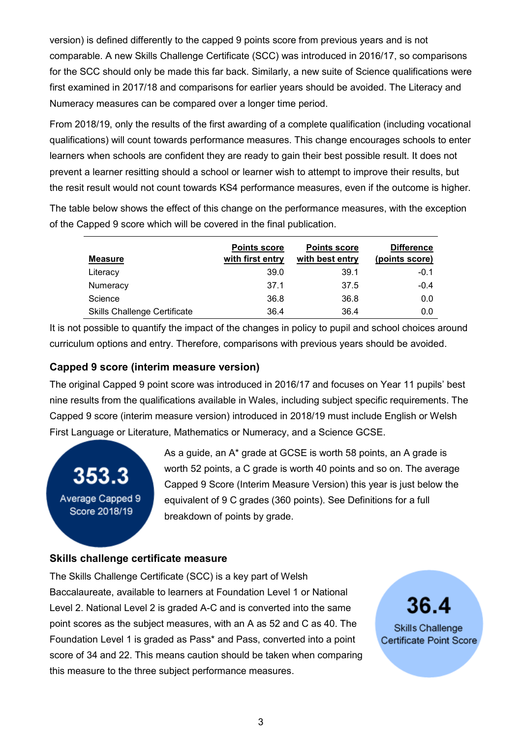version) is defined differently to the capped 9 points score from previous years and is not comparable. A new Skills Challenge Certificate (SCC) was introduced in 2016/17, so comparisons for the SCC should only be made this far back. Similarly, a new suite of Science qualifications were first examined in 2017/18 and comparisons for earlier years should be avoided. The Literacy and Numeracy measures can be compared over a longer time period.

From 2018/19, only the results of the first awarding of a complete qualification (including vocational qualifications) will count towards performance measures. This change encourages schools to enter learners when schools are confident they are ready to gain their best possible result. It does not prevent a learner resitting should a school or learner wish to attempt to improve their results, but the resit result would not count towards KS4 performance measures, even if the outcome is higher.

The table below shows the effect of this change on the performance measures, with the exception of the Capped 9 score which will be covered in the final publication.

| Measure | Points score with first entry | Points score with best entry | Difference (points score) |
|---|---|---|---|
| Literacy | 39.0 | 39.1 | -0.1 |
| Numeracy | 37.1 | 37.5 | -0.4 |
| Science | 36.8 | 36.8 | 0.0 |
| Skills Challenge Certificate | 36.4 | 36.4 | 0.0 |

It is not possible to quantify the impact of the changes in policy to pupil and school choices around curriculum options and entry. Therefore, comparisons with previous years should be avoided.

### Capped 9 score (interim measure version)

The original Capped 9 point score was introduced in 2016/17 and focuses on Year 11 pupils' best nine results from the qualifications available in Wales, including subject specific requirements. The Capped 9 score (interim measure version) introduced in 2018/19 must include English or Welsh First Language or Literature, Mathematics or Numeracy, and a Science GCSE.

**353.3**
Average Capped 9 Score 2018/19

As a guide, an A* grade at GCSE is worth 58 points, an A grade is worth 52 points, a C grade is worth 40 points and so on. The average Capped 9 Score (Interim Measure Version) this year is just below the equivalent of 9 C grades (360 points). See Definitions for a full breakdown of points by grade.

### Skills challenge certificate measure

The Skills Challenge Certificate (SCC) is a key part of Welsh Baccalaureate, available to learners at Foundation Level 1 or National Level 2. National Level 2 is graded A-C and is converted into the same point scores as the subject measures, with an A as 52 and C as 40. The Foundation Level 1 is graded as Pass* and Pass, converted into a point score of 34 and 22. This means caution should be taken when comparing this measure to the three subject performance measures.

**36.4**
Skills Challenge Certificate Point Score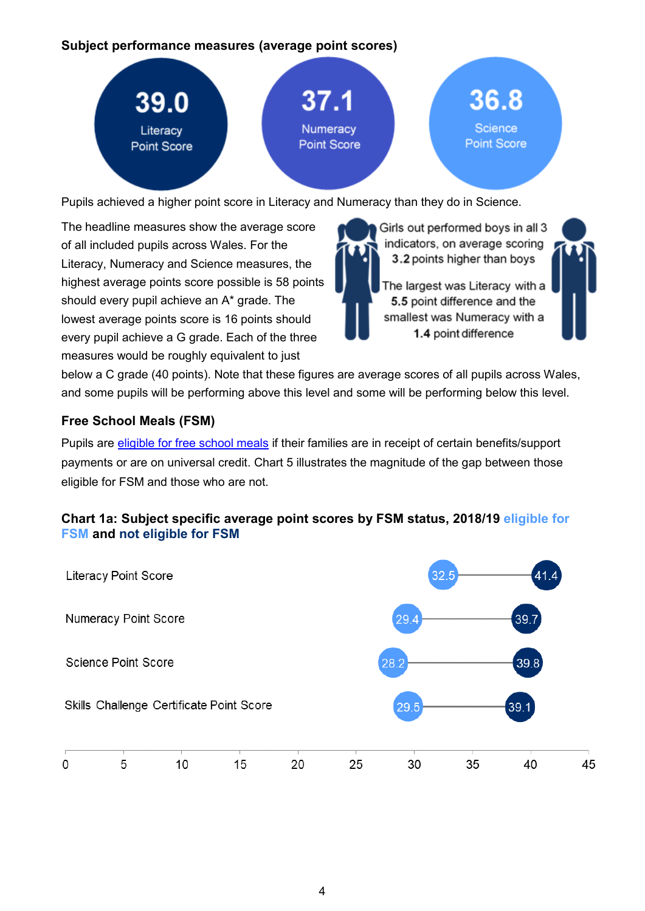### Subject performance measures (average point scores)

39.0
Literacy Point Score

37.1
Numeracy Point Score

36.8
Science Point Score

Pupils achieved a higher point score in Literacy and Numeracy than they do in Science.

The headline measures show the average score of all included pupils across Wales. For the Literacy, Numeracy and Science measures, the highest average points score possible is 58 points should every pupil achieve an A* grade. The lowest average points score is 16 points should every pupil achieve a G grade. Each of the three measures would be roughly equivalent to just below a C grade (40 points). Note that these figures are average scores of all pupils across Wales, and some pupils will be performing above this level and some will be performing below this level.

Girls out performed boys in all 3 indicators, on average scoring **3.2** points higher than boys

The largest was Literacy with a **5.5** point difference and the smallest was Numeracy with a **1.4** point difference

### Free School Meals (FSM)

Pupils are eligible for free school meals if their families are in receipt of certain benefits/support payments or are on universal credit. Chart 5 illustrates the magnitude of the gap between those eligible for FSM and those who are not.

**Chart 1a: Subject specific average point scores by FSM status, 2018/19 eligible for FSM and not eligible for FSM**

Literacy Point Score 32.5 41.4

Numeracy Point Score 29.4 39.7

Science Point Score 28.2 39.8

Skills Challenge Certificate Point Score 29.5 39.1

0 5 10 15 20 25 30 35 40 45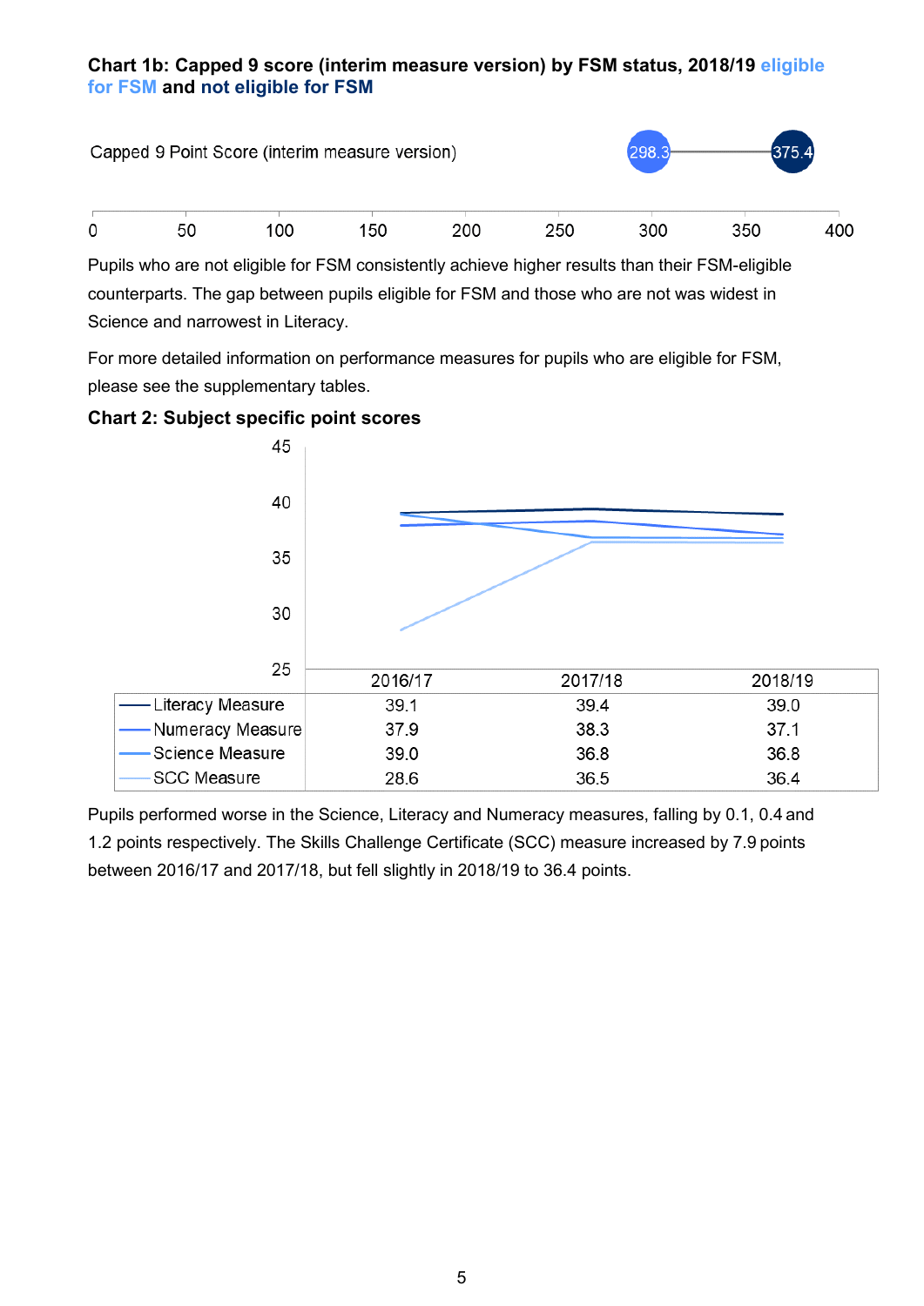**Chart 1b: Capped 9 score (interim measure version) by FSM status, 2018/19 eligible for FSM and not eligible for FSM**

Capped 9 Point Score (interim measure version)

298.3

375.4

0 50 100 150 200 250 300 350 400

Pupils who are not eligible for FSM consistently achieve higher results than their FSM-eligible counterparts. The gap between pupils eligible for FSM and those who are not was widest in Science and narrowest in Literacy.

For more detailed information on performance measures for pupils who are eligible for FSM, please see the supplementary tables.

**Chart 2: Subject specific point scores**

45
40
35
30
25

2016/17 2017/18 2018/19

Literacy Measure 39.1 39.4 39.0

Numeracy Measure 37.9 38.3 37.1

Science Measure 39.0 36.8 36.8

SCC Measure 28.6 36.5 36.4

Pupils performed worse in the Science, Literacy and Numeracy measures, falling by 0.1, 0.4 and 1.2 points respectively. The Skills Challenge Certificate (SCC) measure increased by 7.9 points between 2016/17 and 2017/18, but fell slightly in 2018/19 to 36.4 points.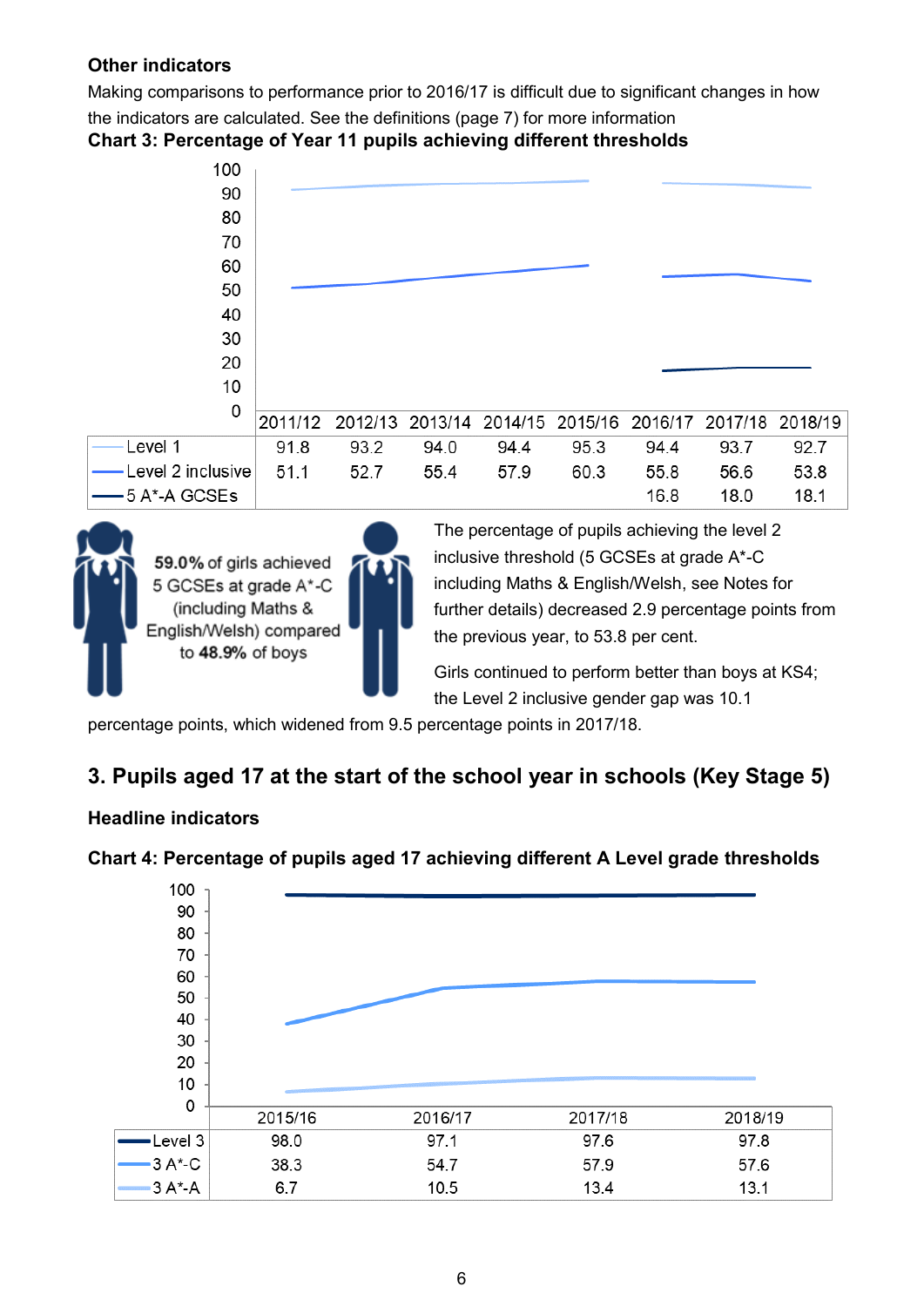### Other indicators

Making comparisons to performance prior to 2016/17 is difficult due to significant changes in how the indicators are calculated. See the definitions (page 7) for more information

**Chart 3: Percentage of Year 11 pupils achieving different thresholds**

100
90
80
70
60
50
40
30
20
10
0

2011/12 2012/13 2013/14 2014/15 2015/16 2016/17 2017/18 2018/19

Level 1 91.8 93.2 94.0 94.4 95.3 94.4 93.7 92.7

Level 2 inclusive 51.1 52.7 55.4 57.9 60.3 55.8 56.6 53.8

5 A*-A GCSEs 16.8 18.0 18.1

**59.0%** of girls achieved 5 GCSEs at grade A*-C (including Maths & English/Welsh) compared to **48.9%** of boys

The percentage of pupils achieving the level 2 inclusive threshold (5 GCSEs at grade A*-C including Maths & English/Welsh, see Notes for further details) decreased 2.9 percentage points from the previous year, to 53.8 per cent.

Girls continued to perform better than boys at KS4; the Level 2 inclusive gender gap was 10.1 percentage points, which widened from 9.5 percentage points in 2017/18.

## 3. Pupils aged 17 at the start of the school year in schools (Key Stage 5)

### Headline indicators

**Chart 4: Percentage of pupils aged 17 achieving different A Level grade thresholds**

100
90
80
70
60
50
40
30
20
10
0

2015/16 2016/17 2017/18 2018/19

Level 3 98.0 97.1 97.6 97.8

3 A*-C 38.3 54.7 57.9 57.6

3 A*-A 6.7 10.5 13.4 13.1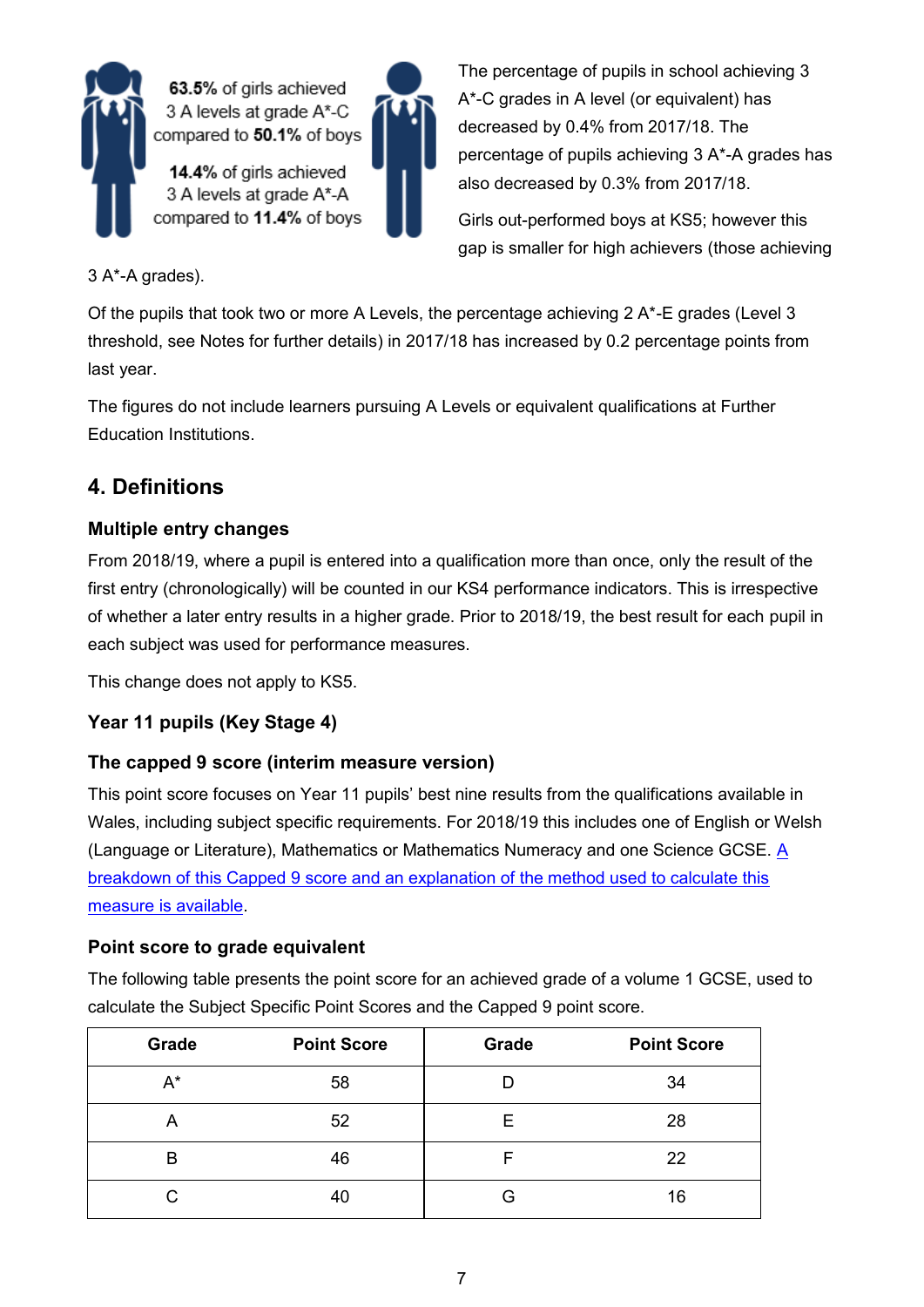63.5% of girls achieved 3 A levels at grade A*-C compared to 50.1% of boys

14.4% of girls achieved 3 A levels at grade A*-A compared to 11.4% of boys

The percentage of pupils in school achieving 3 A*-C grades in A level (or equivalent) has decreased by 0.4% from 2017/18. The percentage of pupils achieving 3 A*-A grades has also decreased by 0.3% from 2017/18.

Girls out-performed boys at KS5; however this gap is smaller for high achievers (those achieving 3 A*-A grades).

Of the pupils that took two or more A Levels, the percentage achieving 2 A*-E grades (Level 3 threshold, see Notes for further details) in 2017/18 has increased by 0.2 percentage points from last year.

The figures do not include learners pursuing A Levels or equivalent qualifications at Further Education Institutions.

## 4. Definitions

### Multiple entry changes

From 2018/19, where a pupil is entered into a qualification more than once, only the result of the first entry (chronologically) will be counted in our KS4 performance indicators. This is irrespective of whether a later entry results in a higher grade. Prior to 2018/19, the best result for each pupil in each subject was used for performance measures.

This change does not apply to KS5.

### Year 11 pupils (Key Stage 4)

### The capped 9 score (interim measure version)

This point score focuses on Year 11 pupils' best nine results from the qualifications available in Wales, including subject specific requirements. For 2018/19 this includes one of English or Welsh (Language or Literature), Mathematics or Mathematics Numeracy and one Science GCSE. A breakdown of this Capped 9 score and an explanation of the method used to calculate this measure is available.

### Point score to grade equivalent

The following table presents the point score for an achieved grade of a volume 1 GCSE, used to calculate the Subject Specific Point Scores and the Capped 9 point score.

| Grade | Point Score | Grade | Point Score |
|---|---|---|---|
| A* | 58 | D | 34 |
| A | 52 | E | 28 |
| B | 46 | F | 22 |
| C | 40 | G | 16 |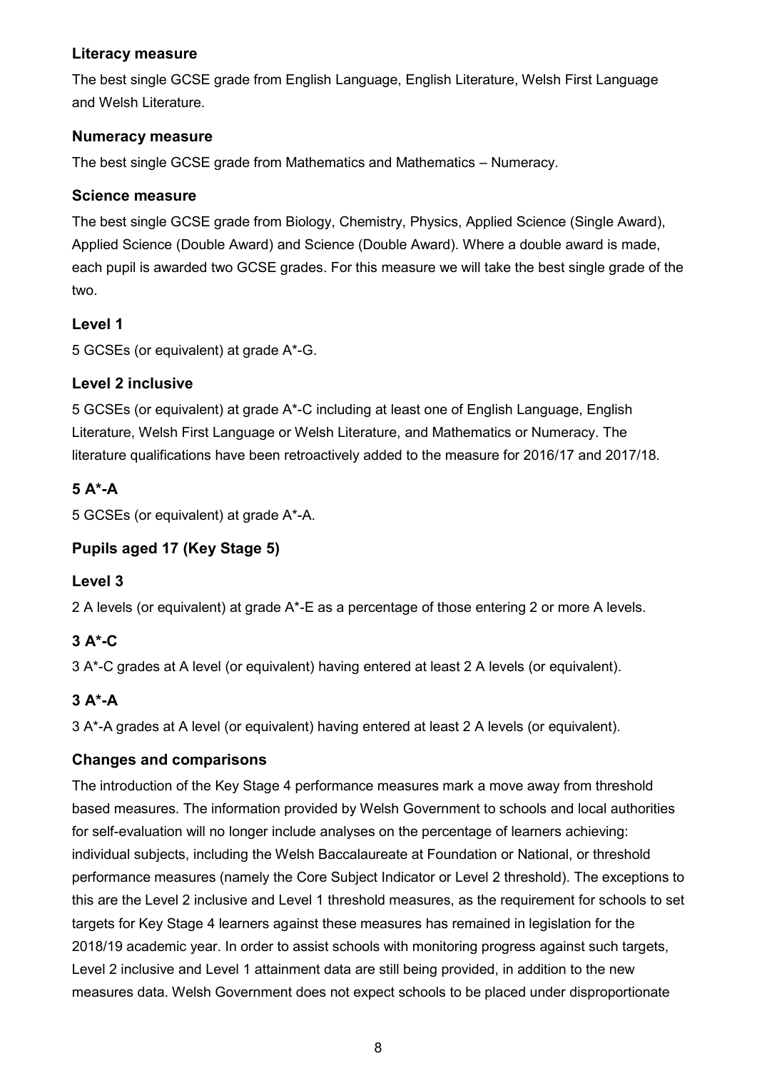### Literacy measure

The best single GCSE grade from English Language, English Literature, Welsh First Language and Welsh Literature.

### Numeracy measure

The best single GCSE grade from Mathematics and Mathematics – Numeracy.

### Science measure

The best single GCSE grade from Biology, Chemistry, Physics, Applied Science (Single Award), Applied Science (Double Award) and Science (Double Award). Where a double award is made, each pupil is awarded two GCSE grades. For this measure we will take the best single grade of the two.

### Level 1

5 GCSEs (or equivalent) at grade A*-G.

### Level 2 inclusive

5 GCSEs (or equivalent) at grade A*-C including at least one of English Language, English Literature, Welsh First Language or Welsh Literature, and Mathematics or Numeracy. The literature qualifications have been retroactively added to the measure for 2016/17 and 2017/18.

### 5 A*-A

5 GCSEs (or equivalent) at grade A*-A.

## Pupils aged 17 (Key Stage 5)

### Level 3

2 A levels (or equivalent) at grade A*-E as a percentage of those entering 2 or more A levels.

### 3 A*-C

3 A*-C grades at A level (or equivalent) having entered at least 2 A levels (or equivalent).

### 3 A*-A

3 A*-A grades at A level (or equivalent) having entered at least 2 A levels (or equivalent).

### Changes and comparisons

The introduction of the Key Stage 4 performance measures mark a move away from threshold based measures. The information provided by Welsh Government to schools and local authorities for self-evaluation will no longer include analyses on the percentage of learners achieving: individual subjects, including the Welsh Baccalaureate at Foundation or National, or threshold performance measures (namely the Core Subject Indicator or Level 2 threshold). The exceptions to this are the Level 2 inclusive and Level 1 threshold measures, as the requirement for schools to set targets for Key Stage 4 learners against these measures has remained in legislation for the 2018/19 academic year. In order to assist schools with monitoring progress against such targets, Level 2 inclusive and Level 1 attainment data are still being provided, in addition to the new measures data. Welsh Government does not expect schools to be placed under disproportionate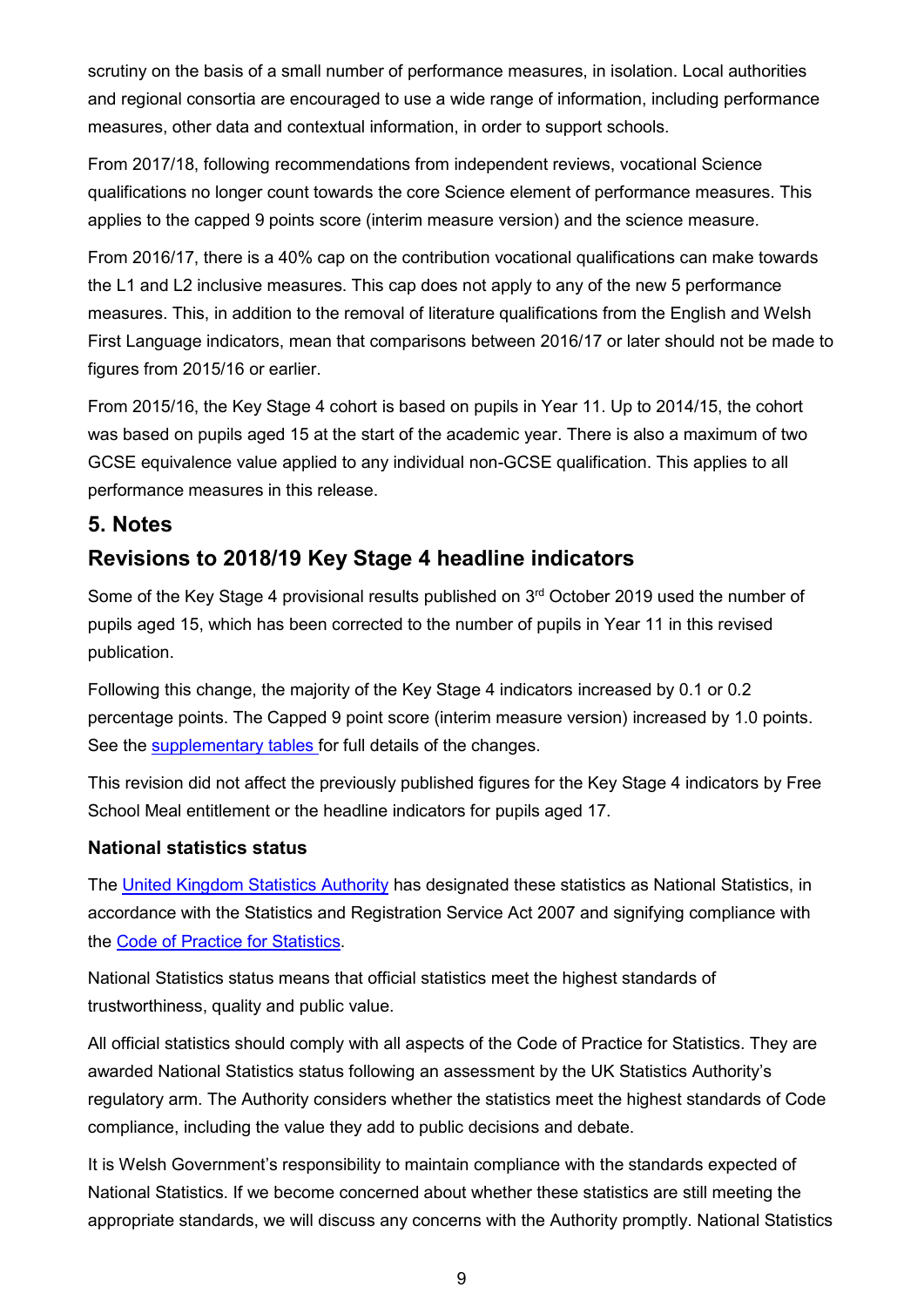scrutiny on the basis of a small number of performance measures, in isolation. Local authorities and regional consortia are encouraged to use a wide range of information, including performance measures, other data and contextual information, in order to support schools.

From 2017/18, following recommendations from independent reviews, vocational Science qualifications no longer count towards the core Science element of performance measures. This applies to the capped 9 points score (interim measure version) and the science measure.

From 2016/17, there is a 40% cap on the contribution vocational qualifications can make towards the L1 and L2 inclusive measures. This cap does not apply to any of the new 5 performance measures. This, in addition to the removal of literature qualifications from the English and Welsh First Language indicators, mean that comparisons between 2016/17 or later should not be made to figures from 2015/16 or earlier.

From 2015/16, the Key Stage 4 cohort is based on pupils in Year 11. Up to 2014/15, the cohort was based on pupils aged 15 at the start of the academic year. There is also a maximum of two GCSE equivalence value applied to any individual non-GCSE qualification. This applies to all performance measures in this release.

## 5. Notes

## Revisions to 2018/19 Key Stage 4 headline indicators

Some of the Key Stage 4 provisional results published on 3rd October 2019 used the number of pupils aged 15, which has been corrected to the number of pupils in Year 11 in this revised publication.

Following this change, the majority of the Key Stage 4 indicators increased by 0.1 or 0.2 percentage points. The Capped 9 point score (interim measure version) increased by 1.0 points. See the supplementary tables for full details of the changes.

This revision did not affect the previously published figures for the Key Stage 4 indicators by Free School Meal entitlement or the headline indicators for pupils aged 17.

### National statistics status

The United Kingdom Statistics Authority has designated these statistics as National Statistics, in accordance with the Statistics and Registration Service Act 2007 and signifying compliance with the Code of Practice for Statistics.

National Statistics status means that official statistics meet the highest standards of trustworthiness, quality and public value.

All official statistics should comply with all aspects of the Code of Practice for Statistics. They are awarded National Statistics status following an assessment by the UK Statistics Authority's regulatory arm. The Authority considers whether the statistics meet the highest standards of Code compliance, including the value they add to public decisions and debate.

It is Welsh Government's responsibility to maintain compliance with the standards expected of National Statistics. If we become concerned about whether these statistics are still meeting the appropriate standards, we will discuss any concerns with the Authority promptly. National Statistics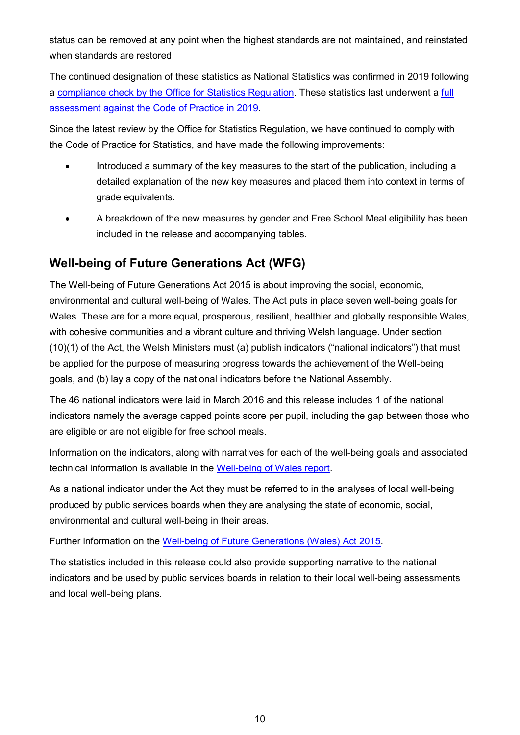status can be removed at any point when the highest standards are not maintained, and reinstated when standards are restored.

The continued designation of these statistics as National Statistics was confirmed in 2019 following a compliance check by the Office for Statistics Regulation. These statistics last underwent a full assessment against the Code of Practice in 2019.

Since the latest review by the Office for Statistics Regulation, we have continued to comply with the Code of Practice for Statistics, and have made the following improvements:

- Introduced a summary of the key measures to the start of the publication, including a detailed explanation of the new key measures and placed them into context in terms of grade equivalents.
- A breakdown of the new measures by gender and Free School Meal eligibility has been included in the release and accompanying tables.

## Well-being of Future Generations Act (WFG)

The Well-being of Future Generations Act 2015 is about improving the social, economic, environmental and cultural well-being of Wales. The Act puts in place seven well-being goals for Wales. These are for a more equal, prosperous, resilient, healthier and globally responsible Wales, with cohesive communities and a vibrant culture and thriving Welsh language. Under section (10)(1) of the Act, the Welsh Ministers must (a) publish indicators ("national indicators") that must be applied for the purpose of measuring progress towards the achievement of the Well-being goals, and (b) lay a copy of the national indicators before the National Assembly.

The 46 national indicators were laid in March 2016 and this release includes 1 of the national indicators namely the average capped points score per pupil, including the gap between those who are eligible or are not eligible for free school meals.

Information on the indicators, along with narratives for each of the well-being goals and associated technical information is available in the Well-being of Wales report.

As a national indicator under the Act they must be referred to in the analyses of local well-being produced by public services boards when they are analysing the state of economic, social, environmental and cultural well-being in their areas.

Further information on the Well-being of Future Generations (Wales) Act 2015.

The statistics included in this release could also provide supporting narrative to the national indicators and be used by public services boards in relation to their local well-being assessments and local well-being plans.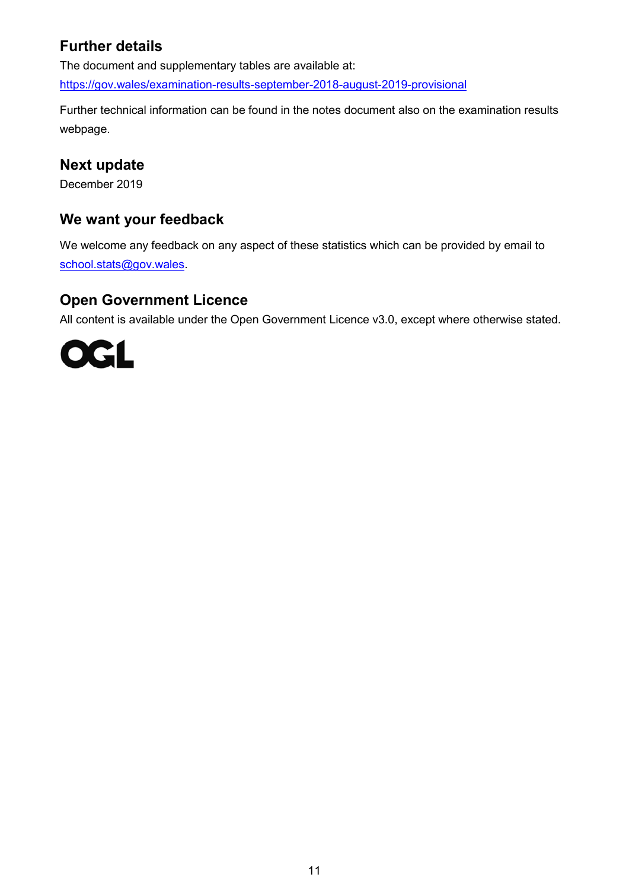## Further details

The document and supplementary tables are available at:
https://gov.wales/examination-results-september-2018-august-2019-provisional

Further technical information can be found in the notes document also on the examination results webpage.

## Next update

December 2019

## We want your feedback

We welcome any feedback on any aspect of these statistics which can be provided by email to school.stats@gov.wales.

## Open Government Licence

All content is available under the Open Government Licence v3.0, except where otherwise stated.